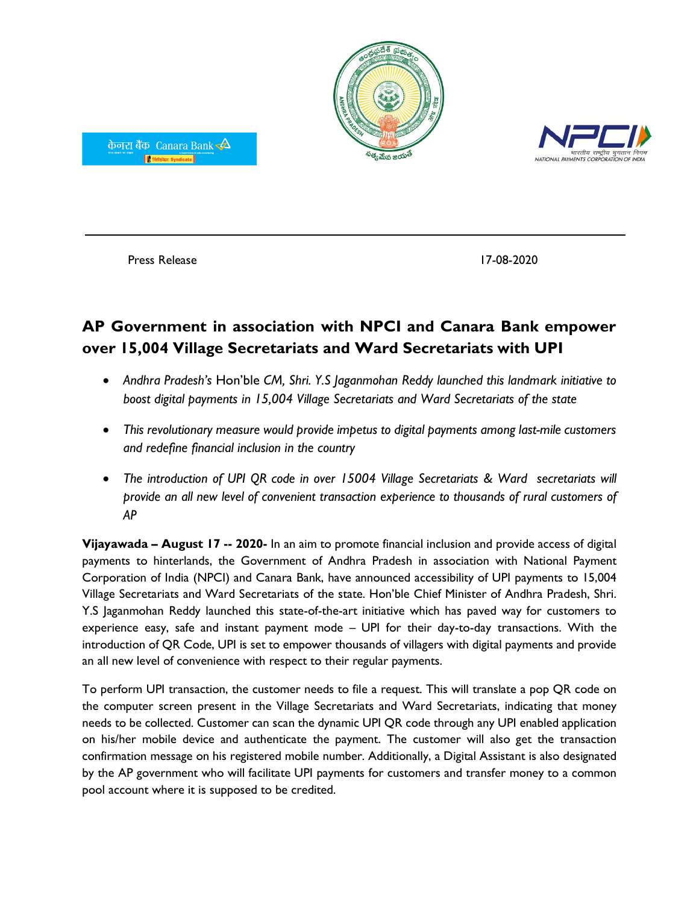Press Release 17-08-2020

# AP Government in association with NPCI and Canara Bank empower over 15,004 Village Secretariats and Ward Secretariats with UPI

- *Andhra Pradesh's* Hon'ble *CM, Shri. Y.S Jaganmohan Reddy launched this landmark initiative to boost digital payments in 15,004 Village Secretariats and Ward Secretariats of the state*
- *This revolutionary measure would provide impetus to digital payments among last-mile customers and redefine financial inclusion in the country*
- *The introduction of UPI QR code in over 15004 Village Secretariats & Ward secretariats will provide an all new level of convenient transaction experience to thousands of rural customers of AP*

**Vijayawada – August 17 -- 2020-** In an aim to promote financial inclusion and provide access of digital payments to hinterlands, the Government of Andhra Pradesh in association with National Payment Corporation of India (NPCI) and Canara Bank, have announced accessibility of UPI payments to 15,004 Village Secretariats and Ward Secretariats of the state. Hon'ble Chief Minister of Andhra Pradesh, Shri. Y.S Jaganmohan Reddy launched this state-of-the-art initiative which has paved way for customers to experience easy, safe and instant payment mode – UPI for their day-to-day transactions. With the introduction of QR Code, UPI is set to empower thousands of villagers with digital payments and provide an all new level of convenience with respect to their regular payments.

To perform UPI transaction, the customer needs to file a request. This will translate a pop QR code on the computer screen present in the Village Secretariats and Ward Secretariats, indicating that money needs to be collected. Customer can scan the dynamic UPI QR code through any UPI enabled application on his/her mobile device and authenticate the payment. The customer will also get the transaction confirmation message on his registered mobile number. Additionally, a Digital Assistant is also designated by the AP government who will facilitate UPI payments for customers and transfer money to a common pool account where it is supposed to be credited.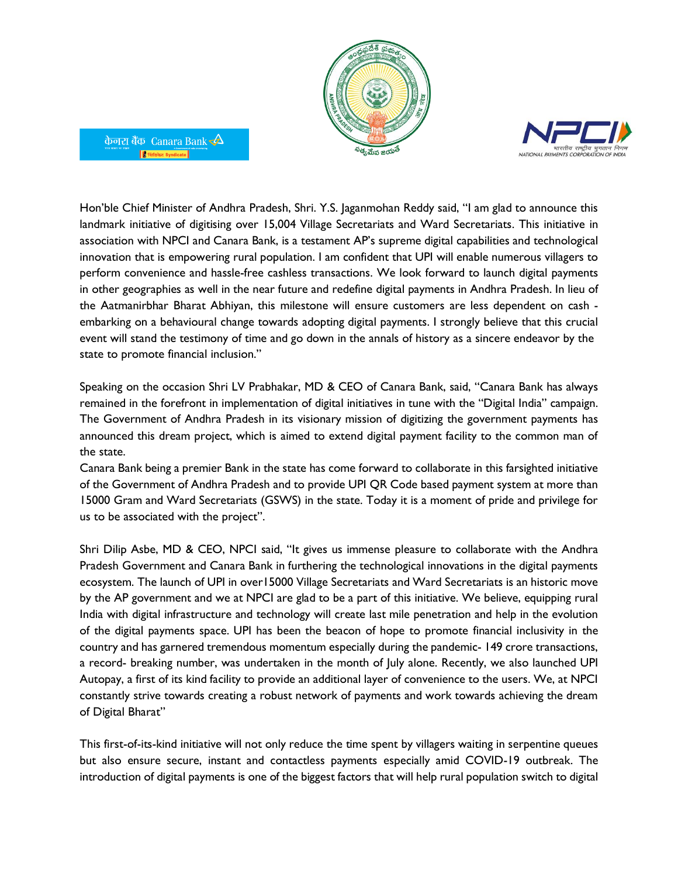Hon'ble Chief Minister of Andhra Pradesh, Shri. Y.S. Jaganmohan Reddy said, "I am glad to announce this landmark initiative of digitising over 15,004 Village Secretariats and Ward Secretariats. This initiative in association with NPCI and Canara Bank, is a testament AP's supreme digital capabilities and technological innovation that is empowering rural population. I am confident that UPI will enable numerous villagers to perform convenience and hassle-free cashless transactions. We look forward to launch digital payments in other geographies as well in the near future and redefine digital payments in Andhra Pradesh. In lieu of the Aatmanirbhar Bharat Abhiyan, this milestone will ensure customers are less dependent on cash - embarking on a behavioural change towards adopting digital payments. I strongly believe that this crucial event will stand the testimony of time and go down in the annals of history as a sincere endeavor by the state to promote financial inclusion."

Speaking on the occasion Shri LV Prabhakar, MD & CEO of Canara Bank, said, "Canara Bank has always remained in the forefront in implementation of digital initiatives in tune with the "Digital India" campaign. The Government of Andhra Pradesh in its visionary mission of digitizing the government payments has announced this dream project, which is aimed to extend digital payment facility to the common man of the state.

Canara Bank being a premier Bank in the state has come forward to collaborate in this farsighted initiative of the Government of Andhra Pradesh and to provide UPI QR Code based payment system at more than 15000 Gram and Ward Secretariats (GSWS) in the state. Today it is a moment of pride and privilege for us to be associated with the project".

Shri Dilip Asbe, MD & CEO, NPCI said, "It gives us immense pleasure to collaborate with the Andhra Pradesh Government and Canara Bank in furthering the technological innovations in the digital payments ecosystem. The launch of UPI in over15000 Village Secretariats and Ward Secretariats is an historic move by the AP government and we at NPCI are glad to be a part of this initiative. We believe, equipping rural India with digital infrastructure and technology will create last mile penetration and help in the evolution of the digital payments space. UPI has been the beacon of hope to promote financial inclusivity in the country and has garnered tremendous momentum especially during the pandemic- 149 crore transactions, a record- breaking number, was undertaken in the month of July alone. Recently, we also launched UPI Autopay, a first of its kind facility to provide an additional layer of convenience to the users. We, at NPCI constantly strive towards creating a robust network of payments and work towards achieving the dream of Digital Bharat"

This first-of-its-kind initiative will not only reduce the time spent by villagers waiting in serpentine queues but also ensure secure, instant and contactless payments especially amid COVID-19 outbreak. The introduction of digital payments is one of the biggest factors that will help rural population switch to digital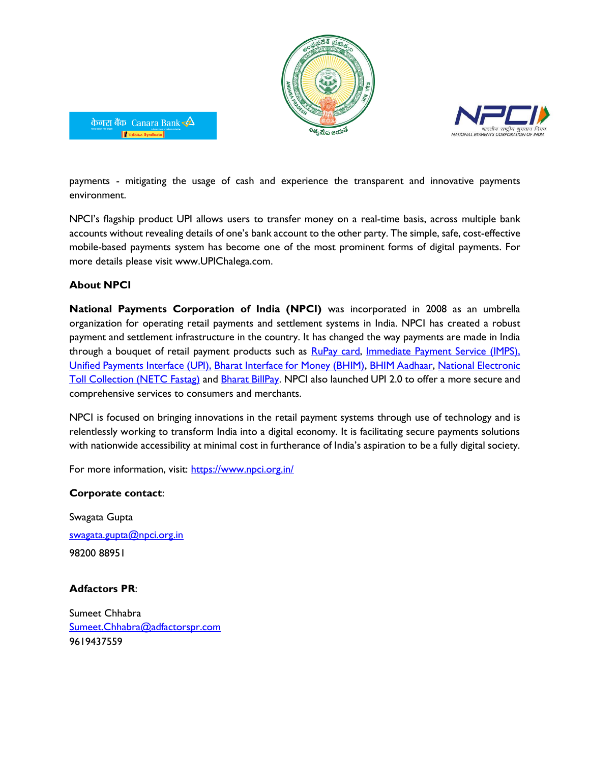payments - mitigating the usage of cash and experience the transparent and innovative payments environment.

NPCI's flagship product UPI allows users to transfer money on a real-time basis, across multiple bank accounts without revealing details of one's bank account to the other party. The simple, safe, cost-effective mobile-based payments system has become one of the most prominent forms of digital payments. For more details please visit www.UPIChalega.com.

**About NPCI**

**National Payments Corporation of India (NPCI)** was incorporated in 2008 as an umbrella organization for operating retail payments and settlement systems in India. NPCI has created a robust payment and settlement infrastructure in the country. It has changed the way payments are made in India through a bouquet of retail payment products such as RuPay card, Immediate Payment Service (IMPS), Unified Payments Interface (UPI), Bharat Interface for Money (BHIM), BHIM Aadhaar, National Electronic Toll Collection (NETC Fastag) and Bharat BillPay. NPCI also launched UPI 2.0 to offer a more secure and comprehensive services to consumers and merchants.

NPCI is focused on bringing innovations in the retail payment systems through use of technology and is relentlessly working to transform India into a digital economy. It is facilitating secure payments solutions with nationwide accessibility at minimal cost in furtherance of India's aspiration to be a fully digital society.

For more information, visit: https://www.npci.org.in/

**Corporate contact**:

Swagata Gupta

swagata.gupta@npci.org.in

98200 88951

**Adfactors PR**:

Sumeet Chhabra
Sumeet.Chhabra@adfactorspr.com
9619437559